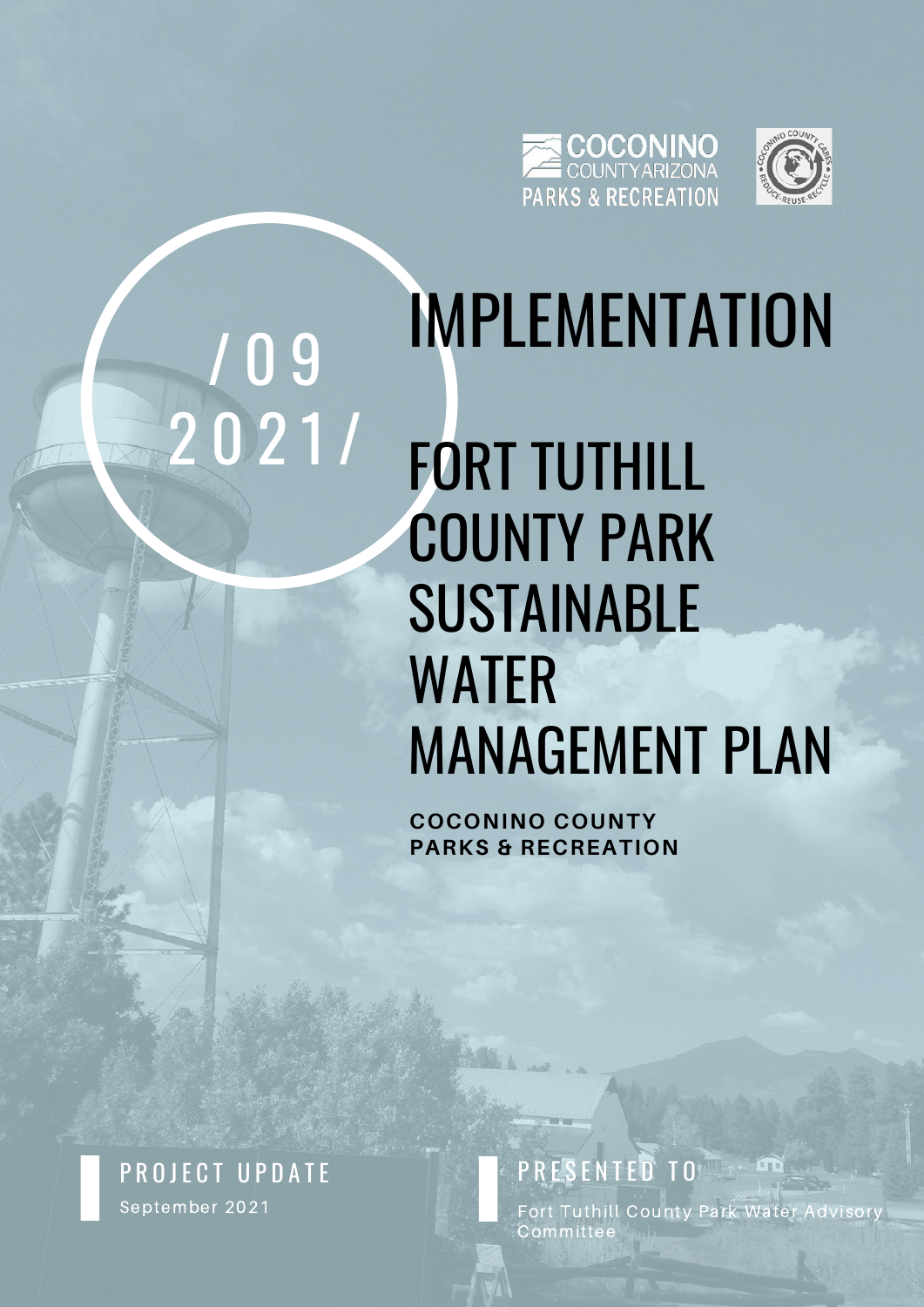COCONINO COUNTY ARIZONA
PARKS & RECREATION

/09
2021/

# IMPLEMENTATION

# FORT TUTHILL COUNTY PARK SUSTAINABLE WATER MANAGEMENT PLAN

**COCONINO COUNTY PARKS & RECREATION**

**PROJECT UPDATE**
September 2021

**PRESENTED TO**
Fort Tuthill County Park Water Advisory Committee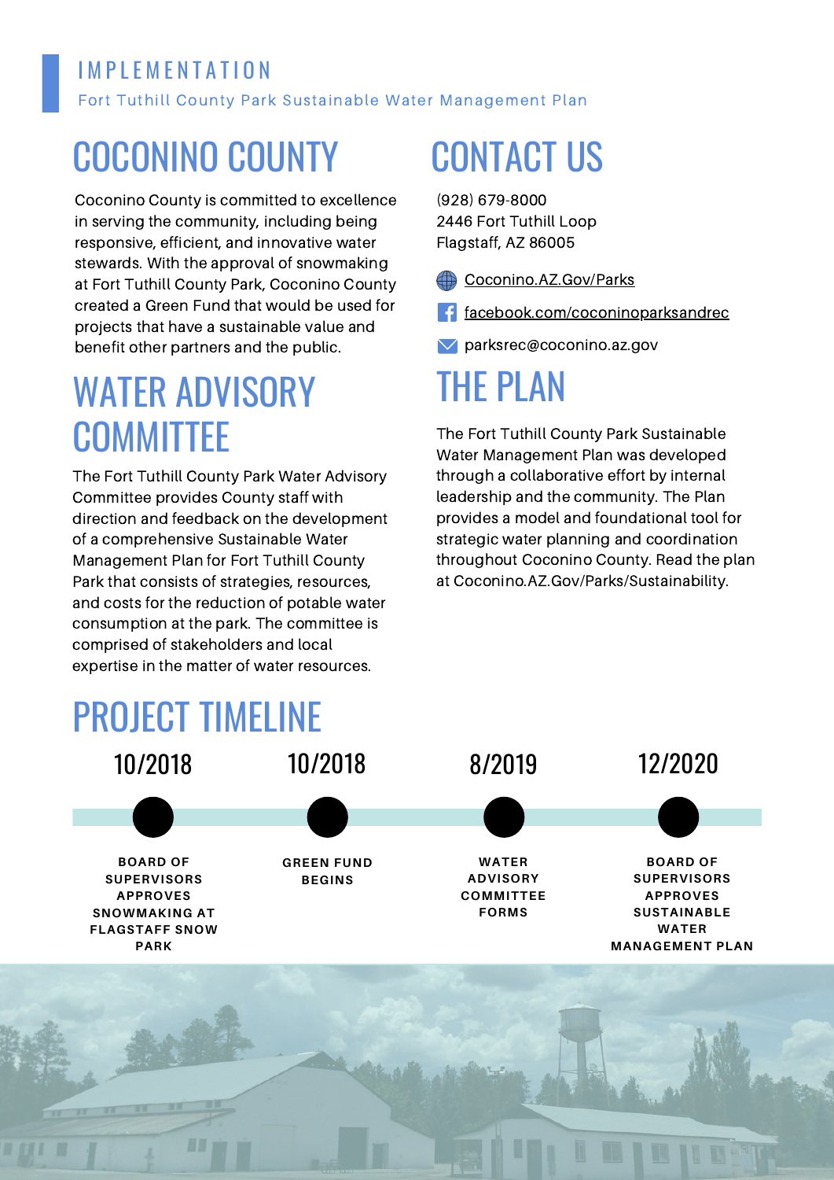# IMPLEMENTATION

Fort Tuthill County Park Sustainable Water Management Plan

## COCONINO COUNTY

Coconino County is committed to excellence in serving the community, including being responsive, efficient, and innovative water stewards. With the approval of snowmaking at Fort Tuthill County Park, Coconino County created a Green Fund that would be used for projects that have a sustainable value and benefit other partners and the public.

## WATER ADVISORY COMMITTEE

The Fort Tuthill County Park Water Advisory Committee provides County staff with direction and feedback on the development of a comprehensive Sustainable Water Management Plan for Fort Tuthill County Park that consists of strategies, resources, and costs for the reduction of potable water consumption at the park. The committee is comprised of stakeholders and local expertise in the matter of water resources.

## CONTACT US

(928) 679-8000
2446 Fort Tuthill Loop
Flagstaff, AZ 86005

Coconino.AZ.Gov/Parks

facebook.com/coconinoparksandrec

parksrec@coconino.az.gov

## THE PLAN

The Fort Tuthill County Park Sustainable Water Management Plan was developed through a collaborative effort by internal leadership and the community. The Plan provides a model and foundational tool for strategic water planning and coordination throughout Coconino County. Read the plan at Coconino.AZ.Gov/Parks/Sustainability.

## PROJECT TIMELINE

- **10/2018** – BOARD OF SUPERVISORS APPROVES SNOWMAKING AT FLAGSTAFF SNOW PARK
- **10/2018** – GREEN FUND BEGINS
- **8/2019** – WATER ADVISORY COMMITTEE FORMS
- **12/2020** – BOARD OF SUPERVISORS APPROVES SUSTAINABLE WATER MANAGEMENT PLAN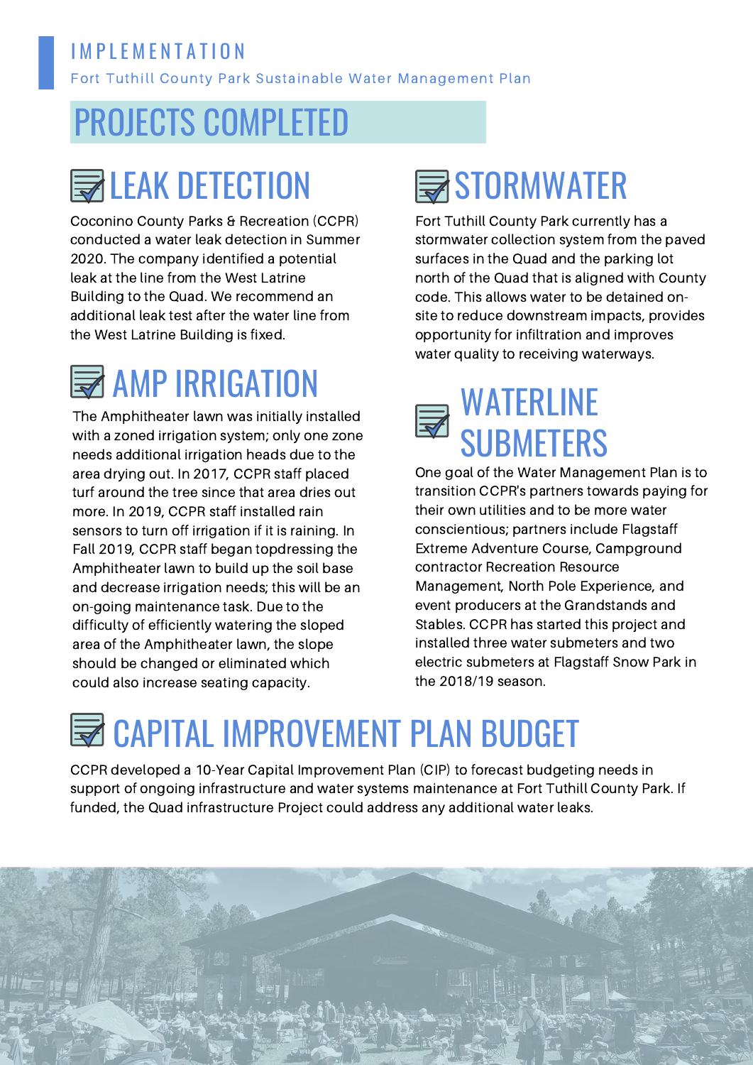# IMPLEMENTATION

Fort Tuthill County Park Sustainable Water Management Plan

## PROJECTS COMPLETED

### LEAK DETECTION

Coconino County Parks & Recreation (CCPR) conducted a water leak detection in Summer 2020. The company identified a potential leak at the line from the West Latrine Building to the Quad. We recommend an additional leak test after the water line from the West Latrine Building is fixed.

### AMP IRRIGATION

The Amphitheater lawn was initially installed with a zoned irrigation system; only one zone needs additional irrigation heads due to the area drying out. In 2017, CCPR staff placed turf around the tree since that area dries out more. In 2019, CCPR staff installed rain sensors to turn off irrigation if it is raining. In Fall 2019, CCPR staff began topdressing the Amphitheater lawn to build up the soil base and decrease irrigation needs; this will be an on-going maintenance task. Due to the difficulty of efficiently watering the sloped area of the Amphitheater lawn, the slope should be changed or eliminated which could also increase seating capacity.

### STORMWATER

Fort Tuthill County Park currently has a stormwater collection system from the paved surfaces in the Quad and the parking lot north of the Quad that is aligned with County code. This allows water to be detained on-site to reduce downstream impacts, provides opportunity for infiltration and improves water quality to receiving waterways.

### WATERLINE SUBMETERS

One goal of the Water Management Plan is to transition CCPR's partners towards paying for their own utilities and to be more water conscientious; partners include Flagstaff Extreme Adventure Course, Campground contractor Recreation Resource Management, North Pole Experience, and event producers at the Grandstands and Stables. CCPR has started this project and installed three water submeters and two electric submeters at Flagstaff Snow Park in the 2018/19 season.

### CAPITAL IMPROVEMENT PLAN BUDGET

CCPR developed a 10-Year Capital Improvement Plan (CIP) to forecast budgeting needs in support of ongoing infrastructure and water systems maintenance at Fort Tuthill County Park. If funded, the Quad infrastructure Project could address any additional water leaks.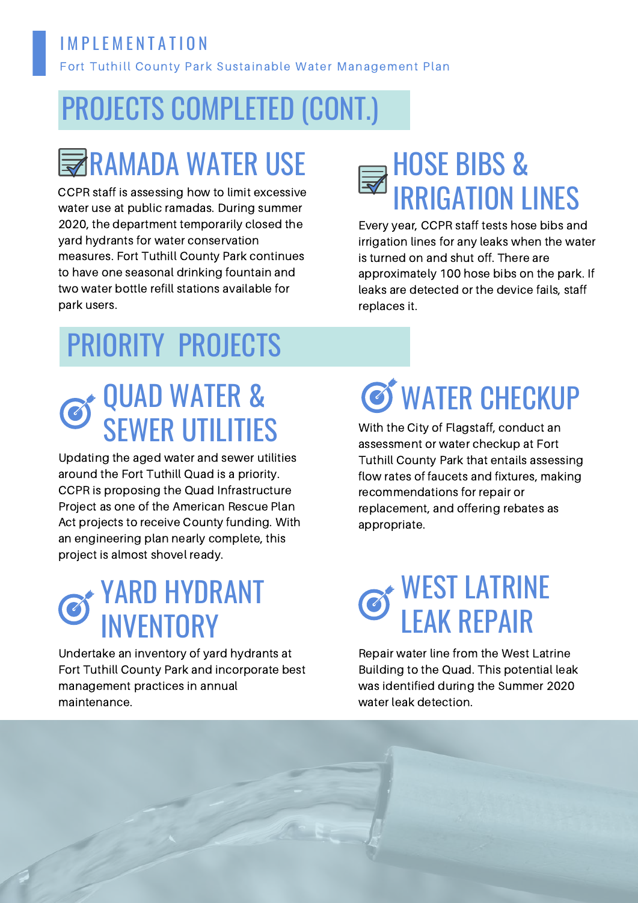IMPLEMENTATION

Fort Tuthill County Park Sustainable Water Management Plan

## PROJECTS COMPLETED (CONT.)

### RAMADA WATER USE

CCPR staff is assessing how to limit excessive water use at public ramadas. During summer 2020, the department temporarily closed the yard hydrants for water conservation measures. Fort Tuthill County Park continues to have one seasonal drinking fountain and two water bottle refill stations available for park users.

### HOSE BIBS & IRRIGATION LINES

Every year, CCPR staff tests hose bibs and irrigation lines for any leaks when the water is turned on and shut off. There are approximately 100 hose bibs on the park. If leaks are detected or the device fails, staff replaces it.

## PRIORITY PROJECTS

### QUAD WATER & SEWER UTILITIES

Updating the aged water and sewer utilities around the Fort Tuthill Quad is a priority. CCPR is proposing the Quad Infrastructure Project as one of the American Rescue Plan Act projects to receive County funding. With an engineering plan nearly complete, this project is almost shovel ready.

### WATER CHECKUP

With the City of Flagstaff, conduct an assessment or water checkup at Fort Tuthill County Park that entails assessing flow rates of faucets and fixtures, making recommendations for repair or replacement, and offering rebates as appropriate.

### YARD HYDRANT INVENTORY

Undertake an inventory of yard hydrants at Fort Tuthill County Park and incorporate best management practices in annual maintenance.

### WEST LATRINE LEAK REPAIR

Repair water line from the West Latrine Building to the Quad. This potential leak was identified during the Summer 2020 water leak detection.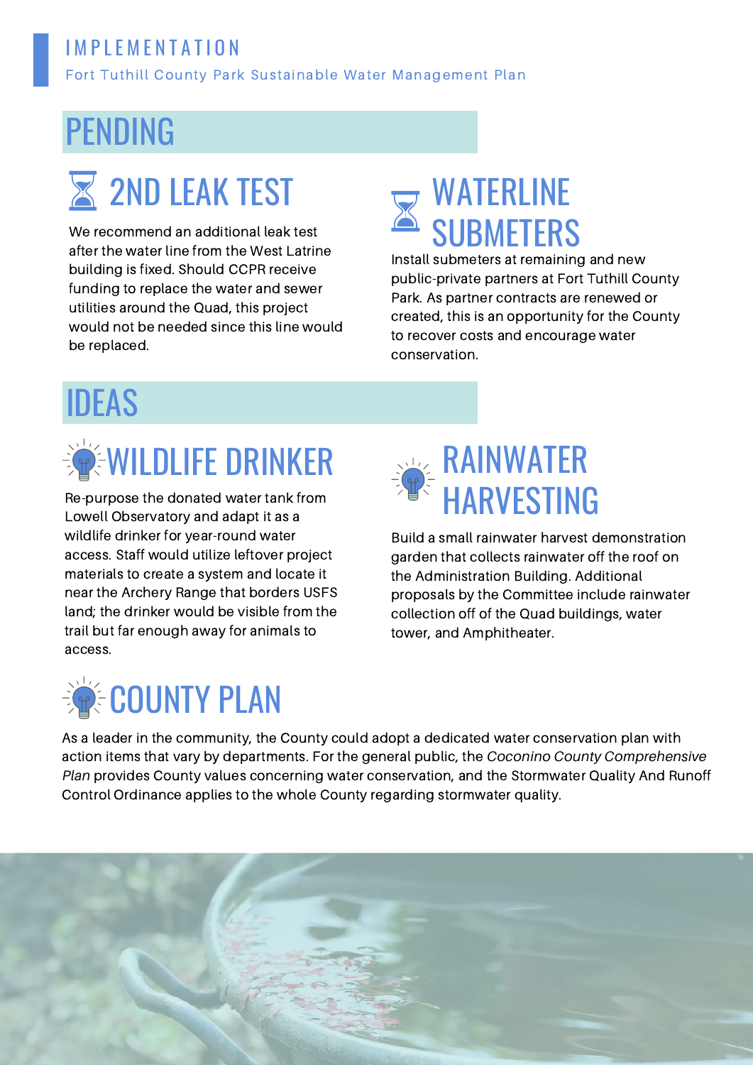# IMPLEMENTATION

Fort Tuthill County Park Sustainable Water Management Plan

## PENDING

### 2ND LEAK TEST

We recommend an additional leak test after the water line from the West Latrine building is fixed. Should CCPR receive funding to replace the water and sewer utilities around the Quad, this project would not be needed since this line would be replaced.

### WATERLINE SUBMETERS

Install submeters at remaining and new public-private partners at Fort Tuthill County Park. As partner contracts are renewed or created, this is an opportunity for the County to recover costs and encourage water conservation.

## IDEAS

### WILDLIFE DRINKER

Re-purpose the donated water tank from Lowell Observatory and adapt it as a wildlife drinker for year-round water access. Staff would utilize leftover project materials to create a system and locate it near the Archery Range that borders USFS land; the drinker would be visible from the trail but far enough away for animals to access.

### RAINWATER HARVESTING

Build a small rainwater harvest demonstration garden that collects rainwater off the roof on the Administration Building. Additional proposals by the Committee include rainwater collection off of the Quad buildings, water tower, and Amphitheater.

### COUNTY PLAN

As a leader in the community, the County could adopt a dedicated water conservation plan with action items that vary by departments. For the general public, the *Coconino County Comprehensive Plan* provides County values concerning water conservation, and the Stormwater Quality And Runoff Control Ordinance applies to the whole County regarding stormwater quality.